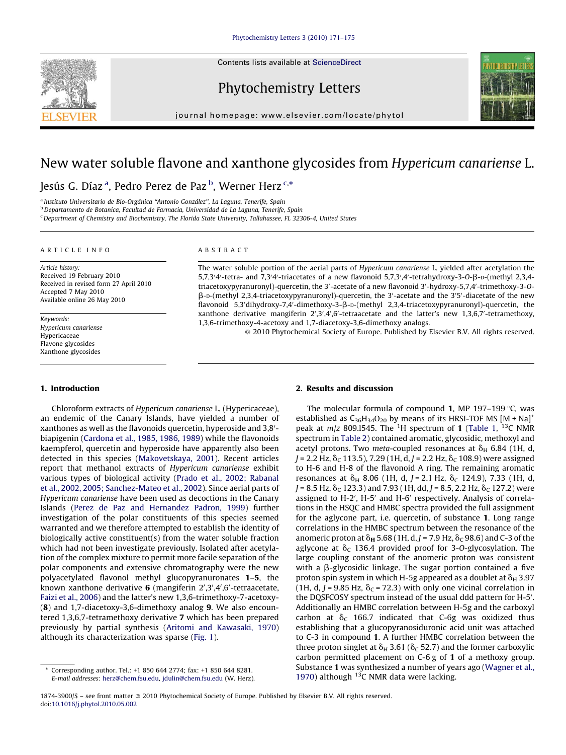# New water soluble flavone and xanthone glycosides from *Hypericum canariense* L.

Jesús G. Díaz [a], Pedro Perez de Paz [b], Werner Herz [c,*]

[a] Instituto Universitario de Bio-Orgánica "Antonio González", La Laguna, Tenerife, Spain
[b] Departamento de Botanica, Facultad de Farmacia, Universidad de La Laguna, Tenerife, Spain
[c] Department of Chemistry and Biochemistry, The Florida State University, Tallahassee, FL 32306-4, United States

**ARTICLE INFO**

*Article history:*
Received 19 February 2010
Received in revised form 27 April 2010
Accepted 7 May 2010
Available online 26 May 2010

*Keywords:*
*Hypericum canariense*
Hypericaceae
Flavone glycosides
Xanthone glycosides

**ABSTRACT**

The water soluble portion of the aerial parts of *Hypericum canariense* L. yielded after acetylation the 5,7,3′4′-tetra- and 7,3′4′-triacetates of a new flavonoid 5,7,3′,4′-tetrahydroxy-3-*O*-β-D-(methyl 2,3,4-triacetoxypyranuronyl)-quercetin, the 3′-acetate of a new flavonoid 3′-hydroxy-5,7,4′-trimethoxy-3-*O*-β-D-(methyl 2,3,4-triacetoxypyranuronyl)-quercetin, the 3′-acetate and the 3′5′-diacetate of the new flavonoid 5,3′dihydroxy-7,4′-dimethoxy-3-β-D-(methyl 2,3,4-triacetoxypyranuronyl)-quercetin, the xanthone derivative mangiferin 2′,3′,4′,6′-tetraacetate and the latter's new 1,3,6,7′-tetramethoxy, 1,3,6-trimethoxy-4-acetoxy and 1,7-diacetoxy-3,6-dimethoxy analogs.

© 2010 Phytochemical Society of Europe. Published by Elsevier B.V. All rights reserved.

## 1. Introduction

Chloroform extracts of *Hypericum canariense* L. (Hypericaceae), an endemic of the Canary Islands, have yielded a number of xanthones as well as the flavonoids quercetin, hyperoside and 3,8′-biapigenin (Cardona et al., 1985, 1986, 1989) while the flavonoids kaempferol, quercetin and hyperoside have apparently also been detected in this species (Makovetskaya, 2001). Recent articles report that methanol extracts of *Hypericum canariense* exhibit various types of biological activity (Prado et al., 2002; Rabanal et al., 2002, 2005; Sanchez-Mateo et al., 2002). Since aerial parts of *Hypericum canariense* have been used as decoctions in the Canary Islands (Perez de Paz and Hernandez Padron, 1999) further investigation of the polar constituents of this species seemed warranted and we therefore attempted to establish the identity of biologically active constituent(s) from the water soluble fraction which had not been investigate previously. Isolated after acetylation of the complex mixture to permit more facile separation of the polar components and extensive chromatography were the new polyacetylated flavonol methyl glucopyranuronates **1**–**5**, the known xanthone derivative **6** (mangiferin 2′,3′,4′,6′-tetraacetate, Faizi et al., 2006) and the latter's new 1,3,6-trimethoxy-7-acetoxy- (**8**) and 1,7-diacetoxy-3,6-dimethoxy analog **9**. We also encountered 1,3,6,7-tetramethoxy derivative **7** which has been prepared previously by partial synthesis (Aritomi and Kawasaki, 1970) although its characterization was sparse (Fig. 1).

## 2. Results and discussion

The molecular formula of compound **1**, MP 197–199 °C, was established as $C_{36}H_{34}O_{20}$ by means of its HRSI-TOF MS [M + Na]$^+$ peak at $m/z$ 809.l545. The $^1$H spectrum of **1** (Table 1, $^{13}$C NMR spectrum in Table 2) contained aromatic, glycosidic, methoxyl and acetyl protons. Two *meta*-coupled resonances at $\delta_H$ 6.84 (1H, d, $J$ = 2.2 Hz, $\delta_C$ 113.5), 7.29 (1H, d, $J$ = 2.2 Hz, $\delta_C$ 108.9) were assigned to H-6 and H-8 of the flavonoid A ring. The remaining aromatic resonances at $\delta_H$ 8.06 (1H, d, $J$ = 2.1 Hz, $\delta_C$ 124.9), 7.33 (1H, d, $J$ = 8.5 Hz, $\delta_C$ 123.3) and 7.93 (1H, dd, $J$ = 8.5, 2.2 Hz, $\delta_C$ 127.2) were assigned to H-2′, H-5′ and H-6′ respectively. Analysis of correlations in the HSQC and HMBC spectra provided the full assignment for the aglycone part, i.e. quercetin, of substance **1**. Long range correlations in the HMBC spectrum between the resonance of the anomeric proton at $\delta_H$ 5.68 (1H, d, $J$ = 7.9 Hz, $\delta_C$ 98.6) and C-3 of the aglycone at $\delta_C$ 136.4 provided proof for 3-*O*-glycosylation. The large coupling constant of the anomeric proton was consistent with a β-glycosidic linkage. The sugar portion contained a five proton spin system in which H-5g appeared as a doublet at $\delta_H$ 3.97 (1H, d, $J$ = 9.85 Hz, $\delta_C$ = 72.3) with only one vicinal correlation in the DQSFCOSY spectrum instead of the usual ddd pattern for H-5′. Additionally an HMBC correlation between H-5g and the carboxyl carbon at $\delta_C$ 166.7 indicated that C-6g was oxidized thus establishing that a glucopyranosiduronic acid unit was attached to C-3 in compound **1**. A further HMBC correlation between the three proton singlet at $\delta_H$ 3.61 ($\delta_C$ 52.7) and the former carboxylic carbon permitted placement on C-6 g of **1** of a methoxy group. Substance **1** was synthesized a number of years ago (Wagner et al., 1970) although $^{13}$C NMR data were lacking.

\* Corresponding author. Tel.: +1 850 644 2774; fax: +1 850 644 8281.
E-mail addresses: herz@chem.fsu.edu, jdulin@chem.fsu.edu (W. Herz).

1874-3900/$ – see front matter © 2010 Phytochemical Society of Europe. Published by Elsevier B.V. All rights reserved.
doi:10.1016/j.phytol.2010.05.002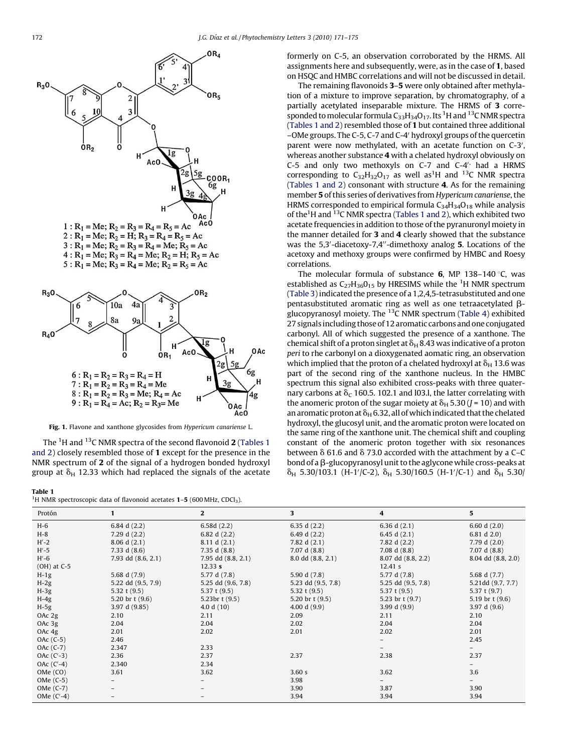1 : $R_1$ = Me; $R_2$ = $R_3$ = $R_4$ = $R_5$ = Ac
2 : $R_1$ = Me; $R_2$ = H; $R_3$ = $R_4$ = $R_5$ = Ac
3 : $R_1$ = Me; $R_2$ = $R_3$ = $R_4$ = Me; $R_5$ = Ac
4 : $R_1$ = Me; $R_3$ = $R_4$ = Me; $R_2$ = H; $R_5$ = Ac
5 : $R_1$ = Me; $R_3$ = $R_4$ = Me; $R_2$ = $R_5$ = Ac

6 : $R_1$ = $R_2$ = $R_3$ = $R_4$ = H
7 : $R_1$ = $R_2$ = $R_3$ = $R_4$ = Me
8 : $R_1$ = $R_2$ = $R_3$ = Me; $R_4$ = Ac
9 : $R_1$ = $R_4$ = Ac; $R_2$ = $R_3$= Me

**Fig. 1.** Flavone and xanthone glycosides from *Hypericum canariense* L.

The $^{1}$H and $^{13}$C NMR spectra of the second flavonoid **2** (Tables 1 and 2) closely resembled those of **1** except for the presence in the NMR spectrum of **2** of the signal of a hydrogen bonded hydroxyl group at $\delta_H$ 12.33 which had replaced the signals of the acetate formerly on C-5, an observation corroborated by the HRMS. All assignments here and subsequently, were, as in the case of **1**, based on HSQC and HMBC correlations and will not be discussed in detail.

The remaining flavonoids **3**–**5** were only obtained after methylation of a mixture to improve separation, by chromatography, of a partially acetylated inseparable mixture. The HRMS of **3** corresponded to molecular formula $C_{33}H_{34}O_{17}$. Its $^{1}$H and $^{13}$C NMR spectra (Tables 1 and 2) resembled those of **1** but contained three additional –OMe groups. The C-5, C-7 and C-4′ hydroxyl groups of the quercetin parent were now methylated, with an acetate function on C-3′, whereas another substance **4** with a chelated hydroxyl obviously on C-5 and only two methoxyls on C-7 and C-4′′ had a HRMS corresponding to $C_{32}H_{32}O_{17}$ as well as $^{1}$H and $^{13}$C NMR spectra (Tables 1 and 2) consonant with structure **4**. As for the remaining member **5** of this series of derivatives from *Hypericum canariense*, the HRMS corresponded to empirical formula $C_{34}H_{34}O_{18}$ while analysis of the $^{1}$H and $^{13}$C NMR spectra (Tables 1 and 2), which exhibited two acetate frequencies in addition to those of the pyranuronyl moiety in the manner detailed for **3** and **4** clearly showed that the substance was the 5,3′-diacetoxy-7,4′′-dimethoxy analog **5**. Locations of the acetoxy and methoxy groups were confirmed by HMBC and Roesy correlations.

The molecular formula of substance **6**, MP 138–140 °C, was established as $C_{27}H_{36}O_{15}$ by HRESIMS while the $^{1}$H NMR spectrum (Table 3) indicated the presence of a 1,2,4,5-tetrasubstituted and one pentasubstituted aromatic ring as well as one tetraacetylated β-glucopyranosyl moiety. The $^{13}$C NMR spectrum (Table 4) exhibited 27 signals including those of 12 aromatic carbons and one conjugated carbonyl. All of which suggested the presence of a xanthone. The chemical shift of a proton singlet at $\delta_H$ 8.43 was indicative of a proton *peri* to rhe carbonyl on a dioxygenated aomatic ring, an observation which implied that the proton of a chelated hydroxyl at $\delta_H$ 13.6 was part of the second ring of the xanthone nucleus. In the HMBC spectrum this signal also exhibited cross-peaks with three quaternary carbons at $\delta_C$ 160.5. 102.1 and l03.l, the latter correlating with the anomeric proton of the sugar moiety at $\delta_H$ 5.30 ($J$ = 10) and with an aromatic proton at $\delta_H$ 6.32, all of which indicated that the chelated hydroxyl, the glucosyl unit, and the aromatic proton were located on the same ring of the xanthone unit. The chemical shift and coupling constant of the anomeric proton together with six resonances between δ 61.6 and δ 73.0 accorded with the attachment by a C–C bond of a β-glucopyranosyl unit to the aglycone while cross-peaks at $\delta_H$ 5.30/103.1 (H-1′/C-2), $\delta_H$ 5.30/160.5 (H-1′/C-1) and $\delta_H$ 5.30/

**Table 1**
$^{1}$H NMR spectroscopic data of flavonoid acetates **1**–**5** (600 MHz, $CDCl_3$).

| Protón | 1 | 2 | 3 | 4 | 5 |
|---|---|---|---|---|---|
| H-6 | 6.84 d (2.2) | 6.58d (2.2) | 6.35 d (2.2) | 6.36 d (2.1) | 6.60 d (2.0) |
| H-8 | 7.29 d (2.2) | 6.82 d (2.2) | 6.49 d (2.2) | 6.45 d (2.1) | 6.81 d 2.0) |
| H′-2 | 8.06 d (2.1) | 8.11 d (2.1) | 7.82 d (2.1) | 7.82 d (2.2) | 7.79 d (2.0) |
| H′-5 | 7.33 d (8.6) | 7.35 d (8.8) | 7.07 d (8.8) | 7.08 d (8.8) | 7.07 d (8.8) |
| H′-6 | 7.93 dd (8.6, 2.1) | 7.95 dd (8.8, 2.1) | 8.0 dd (8.8, 2.1) | 8.07 dd (8.8, 2.2) | 8.04 dd (8.8, 2.0) |
| (OH) at C-5 | | 12.33 **s** | | 12.41 s | |
| H-1g | 5.68 d (7.9) | 5.77 d (7.8) | 5.90 d (7.8) | 5.77 d (7.8) | 5.68 d (7.7) |
| H-2g | 5.22 dd (9.5, 7.9) | 5.25 dd (9.6, 7.8) | 5.23 dd (9.5, 7.8) | 5.25 dd (9.5, 7.8) | 5.21dd (9.7, 7.7) |
| H-3g | 5.32 t (9.5) | 5.37 t (9.5) | 5.32 t (9.5) | 5.37 t (9.5) | 5.37 t (9.7) |
| H-4g | 5.20 br t (9.6) | 5.23br t (9.5) | 5.20 br t (9.5) | 5.23 br t (9.7) | 5.19 br t (9.6) |
| H-5g | 3.97 d (9.85) | 4.0 d (10) | 4.00 d (9.9) | 3.99 d (9.9) | 3.97 d (9.6) |
| OAc 2g | 2.10 | 2.11 | 2.09 | 2.11 | 2.10 |
| OAc 3g | 2.04 | 2.04 | 2.02 | 2.04 | 2.04 |
| OAc 4g | 2.01 | 2.02 | 2.01 | 2.02 | 2.01 |
| OAc (C-5) | 2.46 | | | – | 2.45 |
| OAc (C-7) | 2.347 | 2.33 | | – | – |
| OAc (C′-3) | 2.36 | 2.37 | 2.37 | 2.38 | 2.37 |
| OAc (C′-4) | 2.340 | 2.34 | | | – |
| OMe (CO) | 3.61 | 3.62 | 3.60 s | 3.62 | 3.6 |
| OMe (C-5) | – | – | 3.98 | – | – |
| OMe (C-7) | – | – | 3.90 | 3.87 | 3.90 |
| OMe (C′-4) | – | – | 3.94 | 3.94 | 3.94 |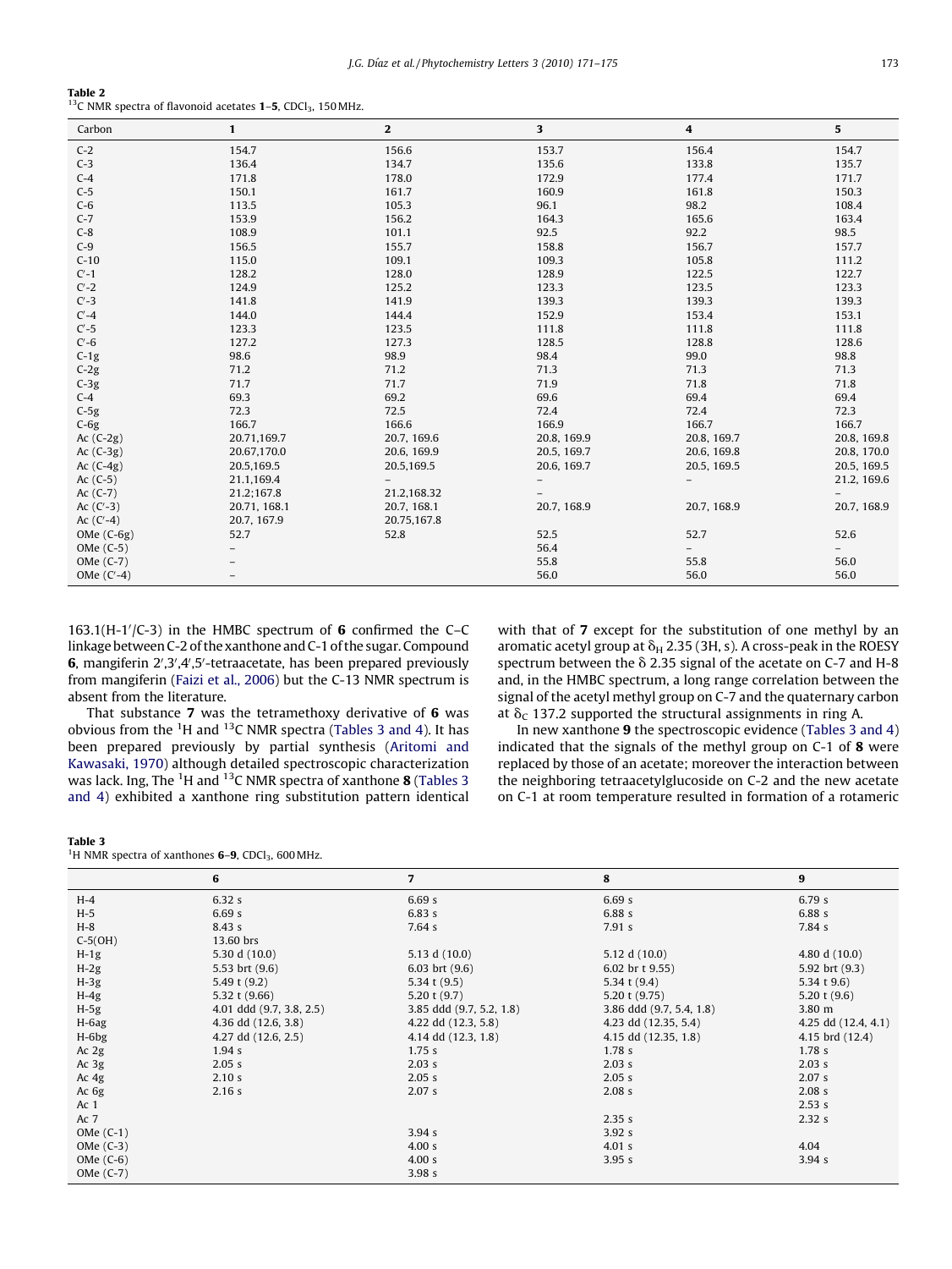**Table 2**
$^{13}$C NMR spectra of flavonoid acetates **1–5**, $CDCl_3$, 150 MHz.

| Carbon | 1 | 2 | 3 | 4 | 5 |
|---|---|---|---|---|---|
| C-2 | 154.7 | 156.6 | 153.7 | 156.4 | 154.7 |
| C-3 | 136.4 | 134.7 | 135.6 | 133.8 | 135.7 |
| C-4 | 171.8 | 178.0 | 172.9 | 177.4 | 171.7 |
| C-5 | 150.1 | 161.7 | 160.9 | 161.8 | 150.3 |
| C-6 | 113.5 | 105.3 | 96.1 | 98.2 | 108.4 |
| C-7 | 153.9 | 156.2 | 164.3 | 165.6 | 163.4 |
| C-8 | 108.9 | 101.1 | 92.5 | 92.2 | 98.5 |
| C-9 | 156.5 | 155.7 | 158.8 | 156.7 | 157.7 |
| C-10 | 115.0 | 109.1 | 109.3 | 105.8 | 111.2 |
| C′-1 | 128.2 | 128.0 | 128.9 | 122.5 | 122.7 |
| C′-2 | 124.9 | 125.2 | 123.3 | 123.5 | 123.3 |
| C′-3 | 141.8 | 141.9 | 139.3 | 139.3 | 139.3 |
| C′-4 | 144.0 | 144.4 | 152.9 | 153.4 | 153.1 |
| C′-5 | 123.3 | 123.5 | 111.8 | 111.8 | 111.8 |
| C′-6 | 127.2 | 127.3 | 128.5 | 128.8 | 128.6 |
| C-1g | 98.6 | 98.9 | 98.4 | 99.0 | 98.8 |
| C-2g | 71.2 | 71.2 | 71.3 | 71.3 | 71.3 |
| C-3g | 71.7 | 71.7 | 71.9 | 71.8 | 71.8 |
| C-4 | 69.3 | 69.2 | 69.6 | 69.4 | 69.4 |
| C-5g | 72.3 | 72.5 | 72.4 | 72.4 | 72.3 |
| C-6g | 166.7 | 166.6 | 166.9 | 166.7 | 166.7 |
| Ac (C-2g) | 20.71,169.7 | 20.7, 169.6 | 20.8, 169.9 | 20.8, 169.7 | 20.8, 169.8 |
| Ac (C-3g) | 20.67,170.0 | 20.6, 169.9 | 20.5, 169.7 | 20.6, 169.8 | 20.8, 170.0 |
| Ac (C-4g) | 20.5,169.5 | 20.5,169.5 | 20.6, 169.7 | 20.5, 169.5 | 20.5, 169.5 |
| Ac (C-5) | 21.1,169.4 | – | – | – | 21.2, 169.6 |
| Ac (C-7) | 21.2;167.8 | 21.2,168.32 | – | | – |
| Ac (C′-3) | 20.71, 168.1 | 20.7, 168.1 | 20.7, 168.9 | 20.7, 168.9 | 20.7, 168.9 |
| Ac (C′-4) | 20.7, 167.9 | 20.75,167.8 | | | |
| OMe (C-6g) | 52.7 | 52.8 | 52.5 | 52.7 | 52.6 |
| OMe (C-5) | – | | 56.4 | – | – |
| OMe (C-7) | – | | 55.8 | 55.8 | 56.0 |
| OMe (C′-4) | – | | 56.0 | 56.0 | 56.0 |

163.1(H-1′/C-3) in the HMBC spectrum of **6** confirmed the C–C linkage between C-2 of the xanthone and C-1 of the sugar. Compound **6**, mangiferin 2′,3′,4′,5′-tetraacetate, has been prepared previously from mangiferin (Faizi et al., 2006) but the C-13 NMR spectrum is absent from the literature.

That substance **7** was the tetramethoxy derivative of **6** was obvious from the $^{1}$H and $^{13}$C NMR spectra (Tables 3 and 4). It has been prepared previously by partial synthesis (Aritomi and Kawasaki, 1970) although detailed spectroscopic characterization was lack. Ing, The $^{1}$H and $^{13}$C NMR spectra of xanthone **8** (Tables 3 and 4) exhibited a xanthone ring substitution pattern identical with that of **7** except for the substitution of one methyl by an aromatic acetyl group at $\delta_H$ 2.35 (3H, s). A cross-peak in the ROESY spectrum between the δ 2.35 signal of the acetate on C-7 and H-8 and, in the HMBC spectrum, a long range correlation between the signal of the acetyl methyl group on C-7 and the quaternary carbon at $\delta_C$ 137.2 supported the structural assignments in ring A.

In new xanthone **9** the spectroscopic evidence (Tables 3 and 4) indicated that the signals of the methyl group on C-1 of **8** were replaced by those of an acetate; moreover the interaction between the neighboring tetraacetylglucoside on C-2 and the new acetate on C-1 at room temperature resulted in formation of a rotameric

**Table 3**
$^{1}$H NMR spectra of xanthones **6–9**, $CDCl_3$, 600 MHz.

| | 6 | 7 | 8 | 9 |
|---|---|---|---|---|
| H-4 | 6.32 s | 6.69 s | 6.69 s | 6.79 s |
| H-5 | 6.69 s | 6.83 s | 6.88 s | 6.88 s |
| H-8 | 8.43 s | 7.64 s | 7.91 s | 7.84 s |
| C-5(OH) | 13.60 brs | | | |
| H-1g | 5.30 d (10.0) | 5.13 d (10.0) | 5.12 d (10.0) | 4.80 d (10.0) |
| H-2g | 5.53 brt (9.6) | 6.03 brt (9.6) | 6.02 br t 9.55) | 5.92 brt (9.3) |
| H-3g | 5.49 t (9.2) | 5.34 t (9.5) | 5.34 t (9.4) | 5.34 t 9.6) |
| H-4g | 5.32 t (9.66) | 5.20 t (9.7) | 5.20 t (9.75) | 5.20 t (9.6) |
| H-5g | 4.01 ddd (9.7, 3.8, 2.5) | 3.85 ddd (9.7, 5.2, 1.8) | 3.86 ddd (9.7, 5.4, 1.8) | 3.80 m |
| H-6ag | 4.36 dd (12.6, 3.8) | 4.22 dd (12.3, 5.8) | 4.23 dd (12.35, 5.4) | 4.25 dd (12.4, 4.1) |
| H-6bg | 4.27 dd (12.6, 2.5) | 4.14 dd (12.3, 1.8) | 4.15 dd (12.35, 1.8) | 4.15 brd (12.4) |
| Ac 2g | 1.94 s | 1.75 s | 1.78 s | 1.78 s |
| Ac 3g | 2.05 s | 2.03 s | 2.03 s | 2.03 s |
| Ac 4g | 2.10 s | 2.05 s | 2.05 s | 2.07 s |
| Ac 6g | 2.16 s | 2.07 s | 2.08 s | 2.08 s |
| Ac 1 | | | | 2.53 s |
| Ac 7 | | | 2.35 s | 2.32 s |
| OMe (C-1) | | 3.94 s | 3.92 s | |
| OMe (C-3) | | 4.00 s | 4.01 s | 4.04 |
| OMe (C-6) | | 4.00 s | 3.95 s | 3.94 s |
| OMe (C-7) | | 3.98 s | | |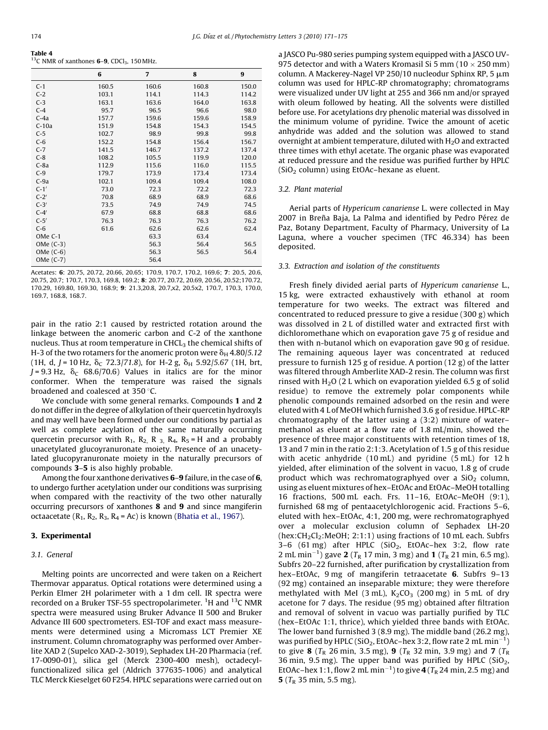**Table 4**
$^{13}C$ NMR of xanthones **6**–**9**, $CDCl_3$, 150 MHz.

| | 6 | 7 | 8 | 9 |
|---|---|---|---|---|
| C-1 | 160.5 | 160.6 | 160.8 | 150.0 |
| C-2 | 103.1 | 114.1 | 114.3 | 114.2 |
| C-3 | 163.1 | 163.6 | 164.0 | 163.8 |
| C-4 | 95.7 | 96.5 | 96.6 | 98.0 |
| C-4a | 157.7 | 159.6 | 159.6 | 158.9 |
| C-10a | 151.9 | 154.8 | 154.3 | 154.5 |
| C-5 | 102.7 | 98.9 | 99.8 | 99.8 |
| C-6 | 152.2 | 154.8 | 156.4 | 156.7 |
| C-7 | 141.5 | 146.7 | 137.2 | 137.4 |
| C-8 | 108.2 | 105.5 | 119.9 | 120.0 |
| C-8a | 112.9 | 115.6 | 116.0 | 115.5 |
| C-9 | 179.7 | 173.9 | 173.4 | 173.4 |
| C-9a | 102.1 | 109.4 | 109.4 | 108.0 |
| C-1′ | 73.0 | 72.3 | 72.2 | 72.3 |
| C-2′ | 70.8 | 68.9 | 68.9 | 68.6 |
| C-3′ | 73.5 | 74.9 | 74.9 | 74.5 |
| C-4′ | 67.9 | 68.8 | 68.8 | 68.6 |
| C-5′ | 76.3 | 76.3 | 76.3 | 76.2 |
| C-6 | 61.6 | 62.6 | 62.6 | 62.4 |
| OMe C-1 | | 63.3 | 63.4 | |
| OMe (C-3) | | 56.3 | 56.4 | 56.5 |
| OMe (C-6) | | 56.3 | 56.5 | 56.4 |
| OMe (C-7) | | 56.4 | | |

Acetates: **6**: 20.75, 20.72, 20.66, 20.65; 170.9, 170.7, 170.2, 169.6; **7**: 20.5, 20.6, 20.75, 20.7; 170.7, 170.3, 169.8, 169.2; **8**: 20.77, 20.72, 20.69, 20.56, 20.52;170.72, 170.29, 169.80, 169.30, 168.9; **9**: 21.3,20.8, 20.7,x2, 20.5x2, 170.7, 170.3, 170.0, 169.7, 168.8, 168.7.

pair in the ratio 2:1 caused by restricted rotation around the linkage between the anomeric carbon and C-2 of the xanthone nucleus. Thus at room temperature in $CHCL_3$ the chemical shifts of H-3 of the two rotamers for the anomeric proton were $\delta_H$ 4.80/*5.12* (1H, d, $J$ = 10 Hz, $\delta_C$ 72.3/*71.8*), for H-2 g, $\delta_H$ 5.92/*5.67* (1H, brt, $J$ = 9.3 Hz, $\delta_C$ 68.6/70.6) Values in italics are for the minor conformer. When the temperature was raised the signals broadened and coalesced at 350 °C.

We conclude with some general remarks. Compounds **1** and **2** do not differ in the degree of alkylation of their quercetin hydroxyls and may well have been formed under our conditions by partial as well as complete acylation of the same naturally occurring quercetin precursor with $R_1$, $R_2$, $R_3$, $R_4$, $R_5$ = H and a probably unacetylated glucoyranuronate moiety. Presence of an unacetylated glucopyranuronate moiety in the naturally precursors of compounds **3**–**5** is also highly probable.

Among the four xanthone derivatives **6**–**9** failure, in the case of **6**, to undergo further acetylation under our conditions was surprising when compared with the reactivity of the two other naturally occurring precursors of xanthones **8** and **9** and since mangiferin octaacetate ($R_1$, $R_2$, $R_3$, $R_4$ = Ac) is known (Bhatia et al., 1967).

## 3. Experimental

### 3.1. General

Melting points are uncorrected and were taken on a Reichert Thermovar apparatus. Optical rotations were determined using a Perkin Elmer 2H polarimeter with a 1 dm cell. IR spectra were recorded on a Bruker TSF-55 spectropolarimeter. $^1H$ and $^{13}C$ NMR spectra were measured using Bruker Advance II 500 and Bruker Advance III 600 spectrometers. ESI-TOF and exact mass measurements were determined using a Micromass LCT Premier XE instrument. Column chromatography was performed over Amberlite XAD 2 (Supelco XAD-2-3019), Sephadex LH-20 Pharmacia (ref. 17-0090-01), silica gel (Merck 2300-400 mesh), octadecyl-functionalized silica gel (Aldrich 377635-1006) and analytical TLC Merck Kieselget 60 F254. HPLC separations were carried out on a JASCO Pu-980 series pumping system equipped with a JASCO UV-975 detector and with a Waters Kromasil Si 5 mm (10 × 250 mm) column. A Mackerey-Nagel VP 250/10 nucleodur Sphinx RP, 5 μm column was used for HPLC-RP chromatography; chromatograms were visualized under UV light at 255 and 366 nm and/or sprayed with oleum followed by heating. All the solvents were distilled before use. For acetylations dry phenolic material was dissolved in the minimum volume of pyridine. Twice the amount of acetic anhydride was added and the solution was allowed to stand overnight at ambient temperature, diluted with $H_2O$ and extracted three times with ethyl acetate. The organic phase was evaporated at reduced pressure and the residue was purified further by HPLC ($SiO_2$ column) using EtOAc–hexane as eluent.

### 3.2. Plant material

Aerial parts of *Hypericum canariense* L. were collected in May 2007 in Breña Baja, La Palma and identified by Pedro Pérez de Paz, Botany Department, Faculty of Pharmacy, University of La Laguna, where a voucher specimen (TFC 46.334) has been deposited.

### 3.3. Extraction and isolation of the constituents

Fresh finely divided aerial parts of *Hypericum canariense* L., 15 kg, were extracted exhaustively with ethanol at room temperature for two weeks. The extract was filtered and concentrated to reduced pressure to give a residue (300 g) which was dissolved in 2 L of distilled water and extracted first with dichloromethane which on evaporation gave 75 g of residue and then with n-butanol which on evaporation gave 90 g of residue. The remaining aqueous layer was concentrated at reduced pressure to furnish 125 g of residue. A portion (12 g) of the latter was filtered through Amberlite XAD-2 resin. The column was first rinsed with $H_2O$ (2 L which on evaporation yielded 6.5 g of solid residue) to remove the extremely polar components while phenolic compounds remained adsorbed on the resin and were eluted with 4 L of MeOH which furnished 3.6 g of residue. HPLC-RP chromatography of the latter using a (3:2) mixture of water–methanol as eluent at a flow rate of 1.8 mL/min, showed the presence of three major constituents with retention times of 18, 13 and 7 min in the ratio 2:1:3. Acetylation of 1.5 g of this residue with acetic anhydride (10 mL) and pyridine (5 mL) for 12 h yielded, after elimination of the solvent in vacuo, 1.8 g of crude product which was rechromatographyed over a $SiO_2$ column, using as eluent mixtures of hex–EtOAc and EtOAc–MeOH totalling 16 fractions, 500 mL each. Frs. 11–16, EtOAc–MeOH (9:1), furnished 68 mg of pentaacetylchlorogenic acid. Fractions 5–6, eluted with hex–EtOAc, 4:1, 200 mg, were rechromatographyed over a molecular exclusion column of Sephadex LH-20 (hex:$CH_2Cl_2$:MeOH; 2:1:1) using fractions of 10 mL each. Subfrs 3–6 (61 mg) after HPLC ($SiO_2$, EtOAc–hex 3:2, flow rate 2 mL $min^{-1}$) gave **2** ($T_R$ 17 min, 3 mg) and **1** ($T_R$ 21 min, 6.5 mg). Subfrs 20–22 furnished, after purification by crystallization from hex–EtOAc, 9 mg of mangiferin tetraacetate **6**. Subfrs 9–13 (92 mg) contained an inseparable mixture; they were therefore methylated with MeI (3 mL), $K_2CO_3$ (200 mg) in 5 mL of dry acetone for 7 days. The residue (95 mg) obtained after filtration and removal of solvent in vacuo was partially purified by TLC (hex–EtOAc 1:1, thrice), which yielded three bands with EtOAc. The lower band furnished 3 (8.9 mg). The middle band (26.2 mg), was purified by HPLC ($SiO_2$, EtOAc–hex 3:2, flow rate 2 mL $min^{-1}$) to give **8** ($T_R$ 26 min, 3.5 mg), **9** ($T_R$ 32 min, 3.9 mg) and **7** ($T_R$ 36 min, 9.5 mg). The upper band was purified by HPLC ($SiO_2$, EtOAc–hex 1:1, flow 2 mL $min^{-1}$) to give **4** ($T_R$ 24 min, 2.5 mg) and **5** ($T_R$ 35 min, 5.5 mg).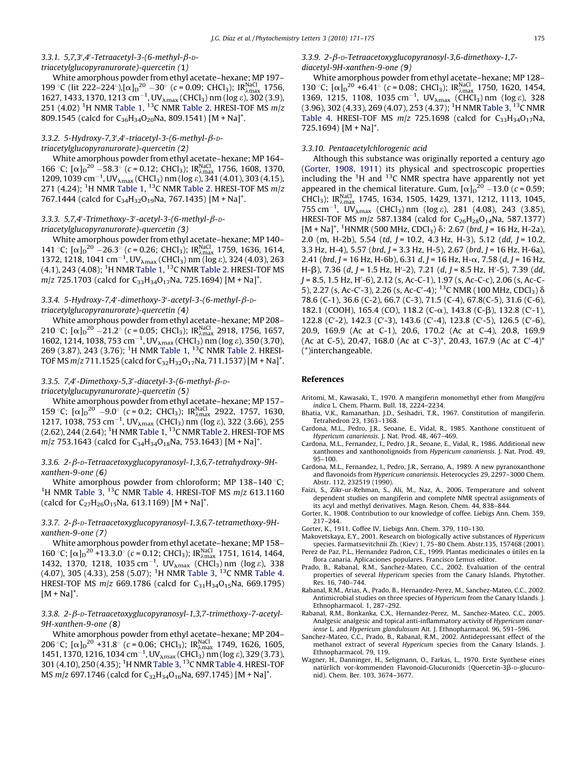#### 3.3.1. 5,7,3′,4′-Tetraacetyl-3-(6-methyl-β-D-triacetylglucopyranurorate)-quercetin (1)

White amorphous powder from ethyl acetate–hexane; MP 197–199 °C (lit 222–224°),$[\alpha]_D^{20}$ −30° (c = 0.09; $CHCl_3$); $IR_{\lambda max}^{NaCl}$ 1756, 1627, 1433, 1370, 1213 $cm^{-1}$, $UV_{\lambda max}$ ($CHCl_3$) nm (log ε), 302 (3.9), 251 (4.02) $^1H$ NMR Table 1, $^{13}C$ NMR Table 2. HRESI-TOF MS m/z 809.1545 (calcd for $C_{36}H_{34}O_{20}Na$, 809.1541) $[M + Na]^+$.

#### 3.3.2. 5-Hydroxy-7,3′,4′-triacetyl-3-(6-methyl-β-D-triacetylglucopyranurorate)-quercetin (2)

White amorphous powder from ethyl acetate–hexane; MP 164–166 °C; $[\alpha]_D^{20}$ −58.3° (c = 0.12; $CHCl_3$); $IR_{\lambda max}^{NaCl}$ 1756, 1608, 1370, 1209, 1039 $cm^{-1}$, $UV_{\lambda max}$ ($CHCl_3$) nm (log ε), 341 (4.01), 303 (4.15), 271 (4.24); $^1H$ NMR Table 1, $^{13}C$ NMR Table 2. HRESI-TOF MS m/z 767.1444 (calcd for $C_{34}H_{32}O_{19}Na$, 767.1435) $[M + Na]^+$.

#### 3.3.3. 5,7,4′-Trimethoxy-3′-acetyl-3-(6-methyl-β-D-triacetylglucopyranurorate)-quercetin (3)

White amorphous powder from ethyl acetate–hexane; MP 140–141 °C; $[\alpha]_D^{20}$ −26.3° (c = 0.26; $CHCl_3$); $IR_{\lambda max}^{NaCl}$ 1759, 1636, 1614, 1372, 1218, 1041 $cm^{-1}$, $UV_{\lambda max}$ ($CHCl_3$) nm (log ε), 324 (4.03), 263 (4.1), 243 (4.08); $^1H$ NMR Table 1, $^{13}C$ NMR Table 2. HRESI-TOF MS m/z 725.1703 (calcd for $C_{33}H_{34}O_{17}Na$, 725.1694) $[M + Na]^+$.

#### 3.3.4. 5-Hydroxy-7,4′-dimethoxy-3′-acetyl-3-(6-methyl-β-D-triacetylglucopyranurorate)-quercetin (4)

White amorphous powder from ethyl acetate–hexane; MP 208–210 °C; $[\alpha]_D^{20}$ −21.2° (c = 0.05; $CHCl_3$); $IR_{\lambda max}^{NaCl}$ 2918, 1756, 1657, 1602, 1214, 1038, 753 $cm^{-1}$, $UV_{\lambda max}$ ($CHCl_3$) nm (log ε), 350 (3.70), 269 (3.87), 243 (3.76); $^1H$ NMR Table 1, $^{13}C$ NMR Table 2. HRESI-TOF MS m/z 711.1525 (calcd for $C_{32}H_{32}O_{17}Na$, 711.1537) $[M + Na]^+$.

#### 3.3.5. 7,4′-Dimethoxy-5,3′-diacetyl-3-(6-methyl-β-D-triacetylglucupyranurorate)-quercetin (5)

White amorphous powder from ethyl acetate–hexane; MP 157–159 °C; $[\alpha]_D^{20}$ −9.0° (c = 0.2; $CHCl_3$); $IR_{\lambda max}^{NaCl}$ 2922, 1757, 1630, 1217, 1038, 753 $cm^{-1}$, $UV_{\lambda max}$ ($CHCl_3$) nm (log ε), 322 (3.66), 255 (2.62), 244 (2.64); $^1H$ NMR Table 1, $^{13}C$ NMR Table 2. HRESI-TOF MS m/z 753.1643 (calcd for $C_{34}H_{34}O_{18}Na$, 753.1643) $[M + Na]^+$.

#### 3.3.6. 2-β-D-Tetraacetoxyglucopyranosyl-1,3,6,7-tetrahydroxy-9H-xanthen-9-one (6)

White amorphous powder from chloroform; MP 138–140 °C; $^1H$ NMR Table 3, $^{13}C$ NMR Table 4. HRESI-TOF MS m/z 613.1160 (calcd for $C_{27}H_{26}O_{15}Na$, 613.1169) $[M + Na]^+$.

#### 3.3.7. 2-β-D-Tetraacetoxyglucopyranosyl-1,3,6,7-tetramethoxy-9H-xanthen-9-one (7)

White amorphous powder from ethyl acetate–hexane; MP 158–160 °C; $[\alpha]_D^{20}$ +13.3.0° (c = 0.12; $CHCl_3$); $IR_{\lambda max}^{NaCl}$ 1751, 1614, 1464, 1432, 1370, 1218, 1035 $cm^{-1}$, $UV_{\lambda max}$ ($CHCl_3$) nm (log ε), 338 (4.07), 305 (4.33), 258 (5.07); $^1H$ NMR Table 3, $^{13}C$ NMR Table 4. HRESI-TOF MS m/z 669.1786 (calcd for $C_{31}H_{34}O_{15}Na$, 669.1795) $[M + Na]^+$.

#### 3.3.8. 2-β-D-Tetraacetoxyglucopyranosyl-1,3,7-trimethoxy-7-acetyl-9H-xanthen-9-one (8)

White amorphous powder from ethyl acetate–hexane; MP 204–206 °C; $[\alpha]_D^{20}$ +31.8° (c = 0.06; $CHCl_3$); $IR_{\lambda max}^{NaCl}$ 1749, 1626, 1605, 1451, 1370, 1216, 1034 $cm^{-1}$, $UV_{\lambda max}$ ($CHCl_3$) nm (log ε), 329 (3.73), 301 (4.10), 250 (4.35); $^1H$ NMR Table 3, $^{13}C$ NMR Table 4. HRESI-TOF MS m/z 697.1746 (calcd for $C_{32}H_{34}O_{16}Na$, 697.1745) $[M + Na]^+$.

#### 3.3.9. 2-β-D-Tetraacetoxyglucopyranosyl-3,6-dimethoxy-1,7-diacetyl-9H-xanthen-9-one (9)

White amorphous powder from ethyl acetate–hexane; MP 128–130 °C; $[\alpha]_D^{20}$ +6.41° (c = 0.08; $CHCl_3$); $IR_{\lambda max}^{NaCl}$ 1750, 1620, 1454, 1369, 1215, 1108, 1035 $cm^{-1}$, $UV_{\lambda max}$ ($CHCl_3$) nm (log ε), 328 (3.96), 302 (4.33), 269 (4.07), 253 (4.37); $^1H$ NMR Table 3, $^{13}C$ NMR Table 4. HRESI-TOF MS m/z 725.1698 (calcd for $C_{33}H_{34}O_{17}Na$, 725.1694) $[M + Na]^+$.

#### 3.3.10. Pentaacetylchlorogenic acid

Although this substance was originally reported a century ago (Gorter, 1908, 1911) its physical and spectroscopic properties including the $^1H$ and $^{13}C$ NMR spectra have apparently not yet appeared in the chemical literature. Gum, $[\alpha]_D^{20}$ −13.0 (c = 0.59; $CHCl_3$); $IR_{\lambda max}^{NaCl}$ 1745, 1634, 1505, 1429, 1371, 1212, 1113, 1045, 755 $cm^{-1}$, $UV_{\lambda max}$ ($CHCl_3$) nm (log ε) 281 (4.08), 243 (3.85), HRESI-TOF MS m/z 587.1384 (calcd for $C_{26}H_{28}O_{14}Na$, 587.1377) $[M + Na]^+$, $^1$HNMR (500 MHz, $CDCl_3$) δ: 2.67 (brd, J = 16 Hz, H-2a), 2.0 (m, H-2b), 5.54 (td, J = 10.2, 4.3 Hz, H-3), 5.12 (dd, J = 10.2, 3.3 Hz, H-4), 5.57 (brd, J = 3.3 Hz, H-5), 2.67 (brd, J = 16 Hz, H-6a), 2.41 (brd, J = 16 Hz, H-6b), 6.31 d, J = 16 Hz, H-α, 7.58 (d, J = 16 Hz, H-β), 7.36 (d, J = 1.5 Hz, H′-2), 7.21 (d, J = 8.5 Hz, H′-5), 7.39 (dd, J = 8.5, 1.5 Hz, H′-6), 2.12 (s, Ac-C-1), 1.97 (s, Ac-C-c), 2.06 (s, Ac-C-5), 2.27 (s, Ac-C′-3), 2.26 (s, Ac-C′-4); $^{13}C$ NMR (100 MHz, $CDCl_3$) δ 78.6 (C-1), 36.6 (C-2), 66.7 (C-3), 71.5 (C-4), 67.8(C-5), 31.6 (C-6), 182.1 (COOH), 165.4 (CO), 118.2 (C-α), 143.8 (C-β), 132.8 (C′-1), 122.8 (C′-2), 142.3 (C′-3), 143.6 (C′-4), 123.8 (C′-5), 126.5 (C′-6), 20.9, 169.9 (Ac at C-1), 20.6, 170.2 (Ac at C-4), 20.8, 169.9 (Ac at C-5), 20.47, 168.0 (Ac at C′-3)*, 20.43, 167.9 (Ac at C′-4)* (*)interchangeable.

## References

- Aritomi, M., Kawasaki, T., 1970. A mangiferin monomethyl ether from *Mangifera indica* L. Chem. Pharm. Bull. 18, 2224–2234.
- Bhatia, V.K., Ramanathan, J.D., Seshadri, T.R., 1967. Constitution of mangiferin. Tetrahedron 23, 1363–1368.
- Cardona, M.L., Pedro, J.R., Seoane, E., Vidal, R., 1985. Xanthone constituent of *Hypericum canariensis*. J. Nat. Prod. 48, 467–469.
- Cardona, M.L., Fernandez, I., Pedro, J.R., Seoane, E., Vidal, R., 1986. Additional new xanthones and xanthonolignoids from *Hypericum canariensis*. J. Nat. Prod. 49, 95–100.
- Cardona, M.L., Fernandez, I., Pedro, J.R., Serrano, A., 1989. A new pyranoxanthone and flavonoids from *Hypericum canariensis*. Heterocycles 29, 2297–3000 Chem. Abstr. 112, 232519 (1990).
- Faizi, S., Zikr-ur-Rehman, S., Ali, M., Naz, A., 2006. Temperature and solvent dependent studies on mangiferin and complete NMR spectral assignments of its acyl and methyl derivatives. Magn. Reson. Chem. 44, 838–844.
- Gorter, K., 1908. Contribution to our knowledge of coffee. Liebigs Ann. Chem. 359, 217–244.
- Gorter, K., 1911. Coffee IV. Liebigs Ann. Chem. 379, 110–130.
- Makovetskaya, E.Y., 2001. Research on biologically active substances of *Hypericum* species. Farmatsevitchnii Zh. (Kiev) 1, 75–80 Chem. Abstr.135, 157468 (2001).
- Perez de Paz, P.L., Hernandez Padron, C.E., 1999. Plantas medicinales o útiles en la flora canaria. Aplicaciones populares. Francisco Lemus editor.
- Prado, B., Rabanal, R.M., Sanchez-Mateo, C.C., 2002. Evaluation of the central properties of several *Hypericum* species from the Canary Islands. Phytother. Res. 16, 740–744.
- Rabanal, R.M., Arias, A., Prado, B., Hernandez-Perez, M., Sanchez-Mateo, C.C., 2002. Antimicrobial studies on three species of *Hypericum* from the Canary Islands. J. Ethnopharmacol. 1, 287–292.
- Rabanal, R.M., Bonkanka, C.X., Hernandez-Perez, M., Sanchez-Mateo, C.C., 2005. Analgesic analgesic and topical anti-inflammatory activity of *Hypericum canariense* L. and *Hypericum glandulosum* Ait. J. Ethnopharmacol. 96, 591–596.
- Sanchez-Mateo, C.C., Prado, B., Rabanal, R.M., 2002. Antidepressant effect of the methanol extract of several *Hypericum* species from the Canary Islands. J. Ethnopharmacol. 79, 119.
- Wagner, H., Danninger, H., Seligmann, O., Farkas, L., 1970. Erste Synthese eines natürlich vor-kommenden Flavonoid-Glucuronids (Quercetin-3β-D-glucuronid). Chem. Ber. 103, 3674–3677.